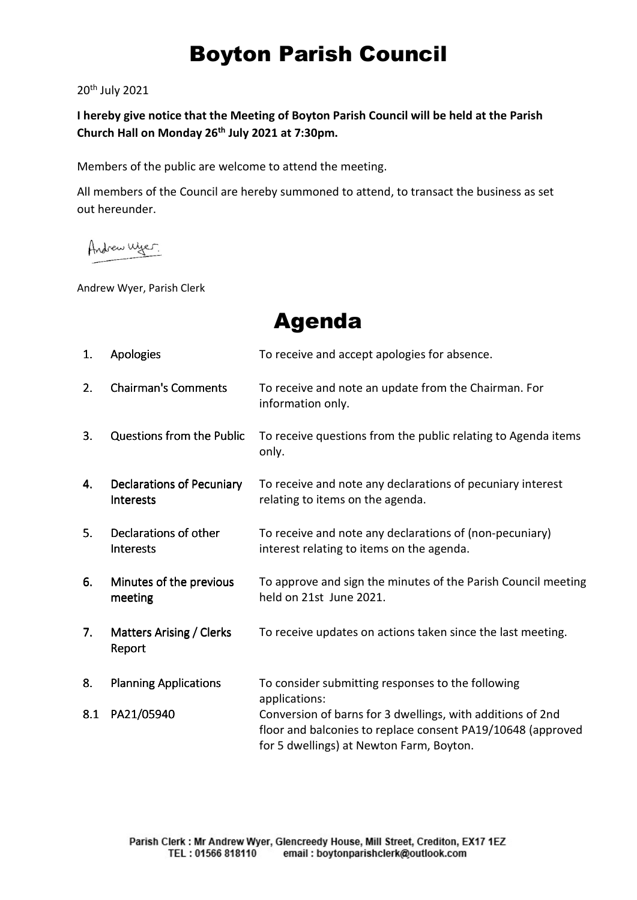# Boyton Parish Council

20th July 2021

**I hereby give notice that the Meeting of Boyton Parish Council will be held at the Parish Church Hall on Monday 26th July 2021 at 7:30pm.**

Members of the public are welcome to attend the meeting.

All members of the Council are hereby summoned to attend, to transact the business as set out hereunder.

Andrew Wyer

Andrew Wyer, Parish Clerk

# Agenda

| | | |
|---|---|---|
| 1. | Apologies | To receive and accept apologies for absence. |
| 2. | Chairman's Comments | To receive and note an update from the Chairman. For information only. |
| 3. | Questions from the Public | To receive questions from the public relating to Agenda items only. |
| 4. | Declarations of Pecuniary Interests | To receive and note any declarations of pecuniary interest relating to items on the agenda. |
| 5. | Declarations of other Interests | To receive and note any declarations of (non-pecuniary) interest relating to items on the agenda. |
| 6. | Minutes of the previous meeting | To approve and sign the minutes of the Parish Council meeting held on 21st June 2021. |
| 7. | Matters Arising / Clerks Report | To receive updates on actions taken since the last meeting. |
| 8. | Planning Applications | To consider submitting responses to the following applications: |
| 8.1 | PA21/05940 | Conversion of barns for 3 dwellings, with additions of 2nd floor and balconies to replace consent PA19/10648 (approved for 5 dwellings) at Newton Farm, Boyton. |

Parish Clerk : Mr Andrew Wyer, Glencreedy House, Mill Street, Crediton, EX17 1EZ
TEL : 01566 818110 email : boytonparishclerk@outlook.com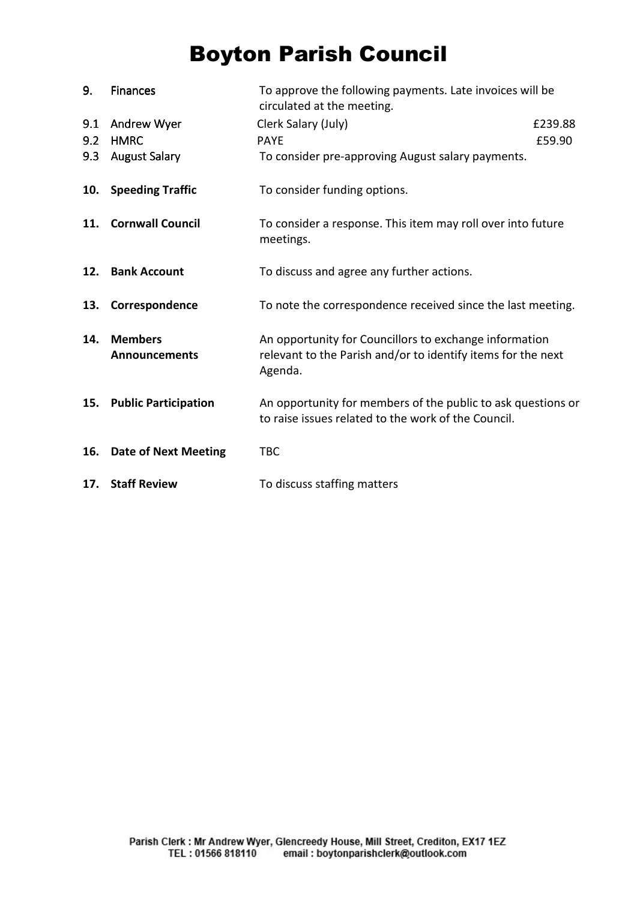# Boyton Parish Council

| | | | |
|---|---|---|---|
| **9.** | **Finances** | To approve the following payments. Late invoices will be circulated at the meeting. | |
| 9.1 | Andrew Wyer | Clerk Salary (July) | £239.88 |
| 9.2 | HMRC | PAYE | £59.90 |
| 9.3 | August Salary | To consider pre-approving August salary payments. | |
| **10.** | **Speeding Traffic** | To consider funding options. | |
| **11.** | **Cornwall Council** | To consider a response. This item may roll over into future meetings. | |
| **12.** | **Bank Account** | To discuss and agree any further actions. | |
| **13.** | **Correspondence** | To note the correspondence received since the last meeting. | |
| **14.** | **Members Announcements** | An opportunity for Councillors to exchange information relevant to the Parish and/or to identify items for the next Agenda. | |
| **15.** | **Public Participation** | An opportunity for members of the public to ask questions or to raise issues related to the work of the Council. | |
| **16.** | **Date of Next Meeting** | TBC | |
| **17.** | **Staff Review** | To discuss staffing matters | |

Parish Clerk : Mr Andrew Wyer, Glencreedy House, Mill Street, Crediton, EX17 1EZ
TEL : 01566 818110 email : boytonparishclerk@outlook.com